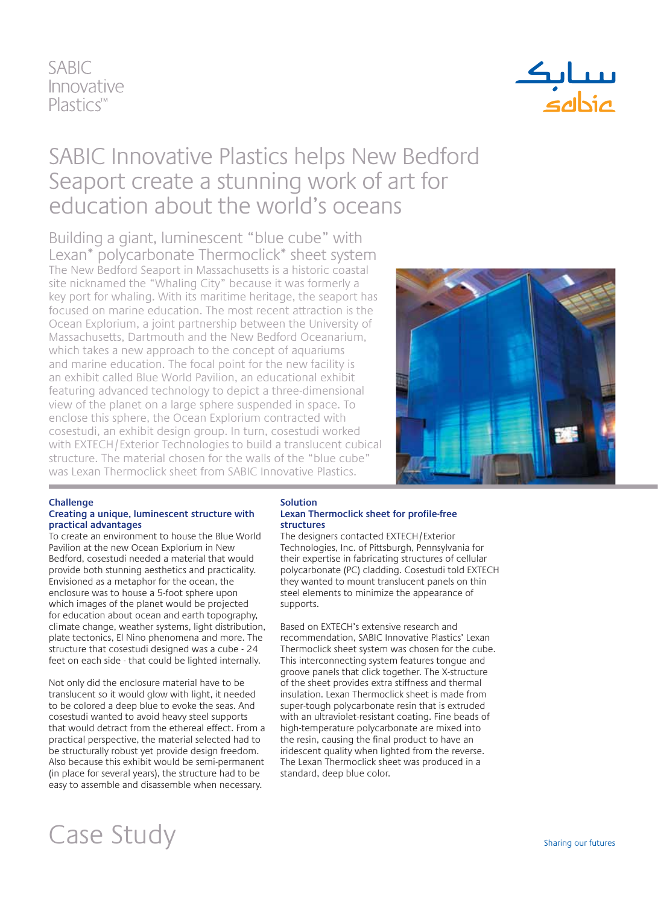SABIC Innovative Plastics™

# SABIC Innovative Plastics helps New Bedford Seaport create a stunning work of art for education about the world's oceans

## Building a giant, luminescent "blue cube" with Lexan* polycarbonate Thermoclick* sheet system

The New Bedford Seaport in Massachusetts is a historic coastal site nicknamed the "Whaling City" because it was formerly a key port for whaling. With its maritime heritage, the seaport has focused on marine education. The most recent attraction is the Ocean Explorium, a joint partnership between the University of Massachusetts, Dartmouth and the New Bedford Oceanarium, which takes a new approach to the concept of aquariums and marine education. The focal point for the new facility is an exhibit called Blue World Pavilion, an educational exhibit featuring advanced technology to depict a three-dimensional view of the planet on a large sphere suspended in space. To enclose this sphere, the Ocean Explorium contracted with cosestudi, an exhibit design group. In turn, cosestudi worked with EXTECH/Exterior Technologies to build a translucent cubical structure. The material chosen for the walls of the "blue cube" was Lexan Thermoclick sheet from SABIC Innovative Plastics.

### Challenge

**Creating a unique, luminescent structure with practical advantages**

To create an environment to house the Blue World Pavilion at the new Ocean Explorium in New Bedford, cosestudi needed a material that would provide both stunning aesthetics and practicality. Envisioned as a metaphor for the ocean, the enclosure was to house a 5-foot sphere upon which images of the planet would be projected for education about ocean and earth topography, climate change, weather systems, light distribution, plate tectonics, El Nino phenomena and more. The structure that cosestudi designed was a cube - 24 feet on each side - that could be lighted internally.

Not only did the enclosure material have to be translucent so it would glow with light, it needed to be colored a deep blue to evoke the seas. And cosestudi wanted to avoid heavy steel supports that would detract from the ethereal effect. From a practical perspective, the material selected had to be structurally robust yet provide design freedom. Also because this exhibit would be semi-permanent (in place for several years), the structure had to be easy to assemble and disassemble when necessary.

### Solution

**Lexan Thermoclick sheet for profile-free structures**

The designers contacted EXTECH/Exterior Technologies, Inc. of Pittsburgh, Pennsylvania for their expertise in fabricating structures of cellular polycarbonate (PC) cladding. Cosestudi told EXTECH they wanted to mount translucent panels on thin steel elements to minimize the appearance of supports.

Based on EXTECH's extensive research and recommendation, SABIC Innovative Plastics' Lexan Thermoclick sheet system was chosen for the cube. This interconnecting system features tongue and groove panels that click together. The X-structure of the sheet provides extra stiffness and thermal insulation. Lexan Thermoclick sheet is made from super-tough polycarbonate resin that is extruded with an ultraviolet-resistant coating. Fine beads of high-temperature polycarbonate are mixed into the resin, causing the final product to have an iridescent quality when lighted from the reverse. The Lexan Thermoclick sheet was produced in a standard, deep blue color.

Case Study

Sharing our futures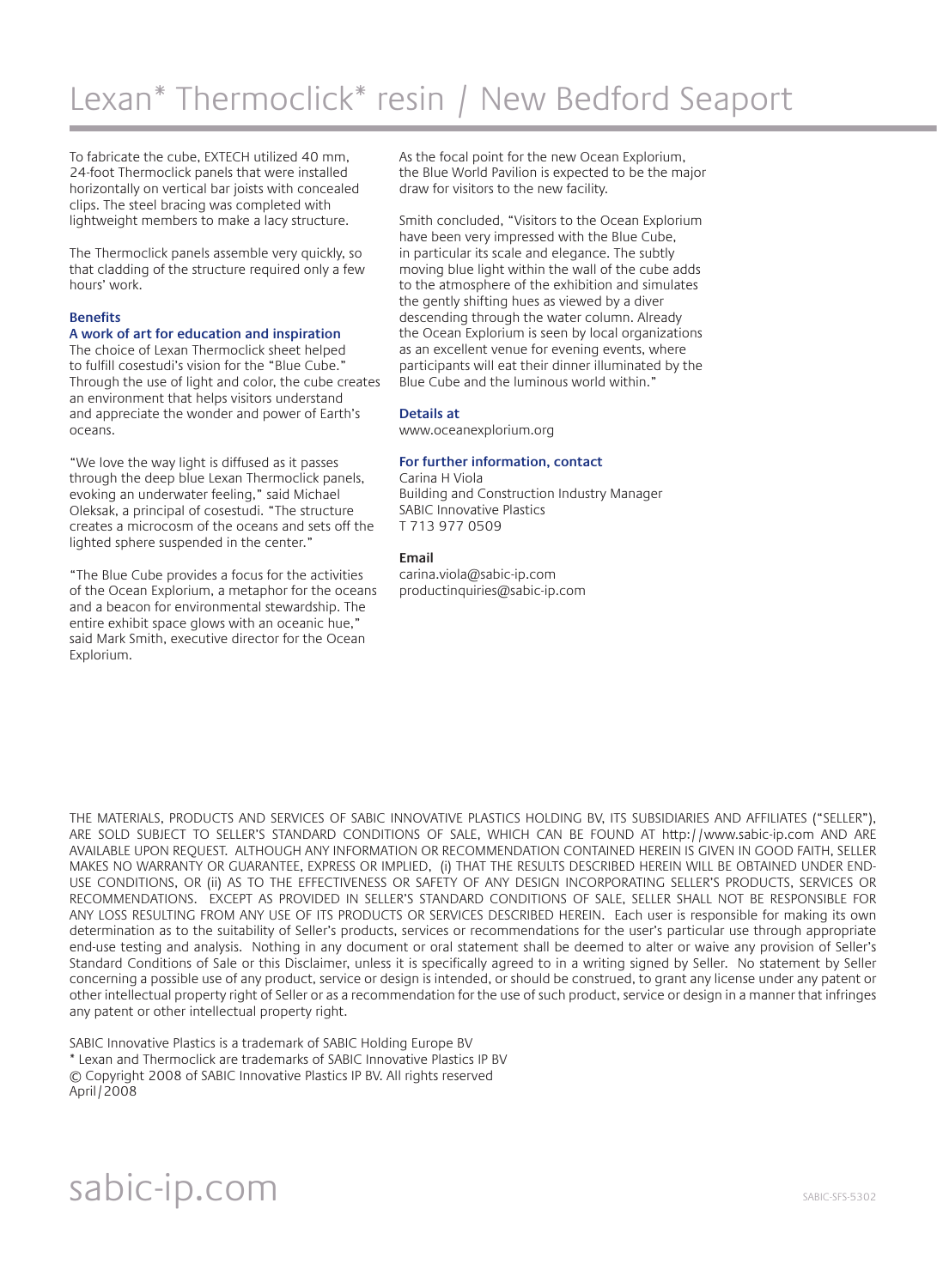# Lexan* Thermoclick* resin / New Bedford Seaport

To fabricate the cube, EXTECH utilized 40 mm, 24-foot Thermoclick panels that were installed horizontally on vertical bar joists with concealed clips. The steel bracing was completed with lightweight members to make a lacy structure.

The Thermoclick panels assemble very quickly, so that cladding of the structure required only a few hours' work.

## Benefits

### A work of art for education and inspiration

The choice of Lexan Thermoclick sheet helped to fulfill cosestudi's vision for the "Blue Cube." Through the use of light and color, the cube creates an environment that helps visitors understand and appreciate the wonder and power of Earth's oceans.

"We love the way light is diffused as it passes through the deep blue Lexan Thermoclick panels, evoking an underwater feeling," said Michael Oleksak, a principal of cosestudi. "The structure creates a microcosm of the oceans and sets off the lighted sphere suspended in the center."

"The Blue Cube provides a focus for the activities of the Ocean Explorium, a metaphor for the oceans and a beacon for environmental stewardship. The entire exhibit space glows with an oceanic hue," said Mark Smith, executive director for the Ocean Explorium.

As the focal point for the new Ocean Explorium, the Blue World Pavilion is expected to be the major draw for visitors to the new facility.

Smith concluded, "Visitors to the Ocean Explorium have been very impressed with the Blue Cube, in particular its scale and elegance. The subtly moving blue light within the wall of the cube adds to the atmosphere of the exhibition and simulates the gently shifting hues as viewed by a diver descending through the water column. Already the Ocean Explorium is seen by local organizations as an excellent venue for evening events, where participants will eat their dinner illuminated by the Blue Cube and the luminous world within."

### Details at

www.oceanexplorium.org

### For further information, contact

Carina H Viola
Building and Construction Industry Manager
SABIC Innovative Plastics
T 713 977 0509

**Email**

carina.viola@sabic-ip.com
productinquiries@sabic-ip.com

THE MATERIALS, PRODUCTS AND SERVICES OF SABIC INNOVATIVE PLASTICS HOLDING BV, ITS SUBSIDIARIES AND AFFILIATES ("SELLER"), ARE SOLD SUBJECT TO SELLER'S STANDARD CONDITIONS OF SALE, WHICH CAN BE FOUND AT http://www.sabic-ip.com AND ARE AVAILABLE UPON REQUEST. ALTHOUGH ANY INFORMATION OR RECOMMENDATION CONTAINED HEREIN IS GIVEN IN GOOD FAITH, SELLER MAKES NO WARRANTY OR GUARANTEE, EXPRESS OR IMPLIED, (i) THAT THE RESULTS DESCRIBED HEREIN WILL BE OBTAINED UNDER END-USE CONDITIONS, OR (ii) AS TO THE EFFECTIVENESS OR SAFETY OF ANY DESIGN INCORPORATING SELLER'S PRODUCTS, SERVICES OR RECOMMENDATIONS. EXCEPT AS PROVIDED IN SELLER'S STANDARD CONDITIONS OF SALE, SELLER SHALL NOT BE RESPONSIBLE FOR ANY LOSS RESULTING FROM ANY USE OF ITS PRODUCTS OR SERVICES DESCRIBED HEREIN. Each user is responsible for making its own determination as to the suitability of Seller's products, services or recommendations for the user's particular use through appropriate end-use testing and analysis. Nothing in any document or oral statement shall be deemed to alter or waive any provision of Seller's Standard Conditions of Sale or this Disclaimer, unless it is specifically agreed to in a writing signed by Seller. No statement by Seller concerning a possible use of any product, service or design is intended, or should be construed, to grant any license under any patent or other intellectual property right of Seller or as a recommendation for the use of such product, service or design in a manner that infringes any patent or other intellectual property right.

SABIC Innovative Plastics is a trademark of SABIC Holding Europe BV
* Lexan and Thermoclick are trademarks of SABIC Innovative Plastics IP BV
© Copyright 2008 of SABIC Innovative Plastics IP BV. All rights reserved
April/2008

sabic-ip.com

SABIC-SFS-5302